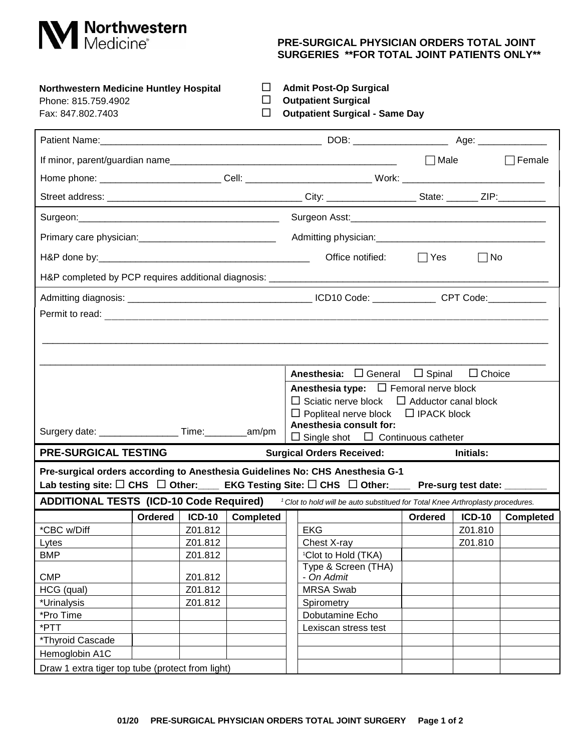Northwestern Medicine

# PRE-SURGICAL PHYSICIAN ORDERS TOTAL JOINT SURGERIES **FOR TOTAL JOINT PATIENTS ONLY**

**Northwestern Medicine Huntley Hospital**
Phone: 815.759.4902
Fax: 847.802.7403

- ☐ **Admit Post-Op Surgical**
- ☐ **Outpatient Surgical**
- ☐ **Outpatient Surgical - Same Day**

Patient Name:_________________________________________ DOB: _________________ Age: _____________

If minor, parent/guardian name__________________________________________ ☐ Male ☐ Female

Home phone: ______________________ Cell: _______________________ Work: ___________________________

Street address: ____________________________________ City: ________________ State: ______ ZIP:_________

Surgeon:______________________________________ Surgeon Asst:_____________________________________

Primary care physician:_________________________ Admitting physician:________________________________

H&P done by:_______________________________________ Office notified: ☐ Yes ☐ No

H&P completed by PCP requires additional diagnosis: ______________________________________________________

Admitting diagnosis: __________________________________ ICD10 Code: ____________ CPT Code:___________

Permit to read: ___________________________________________________________________________________

_________________________________________________________________________________________________

_________________________________________________________________________________________________

**Anesthesia:** ☐ General ☐ Spinal ☐ Choice

**Anesthesia type:** ☐ Femoral nerve block
☐ Sciatic nerve block ☐ Adductor canal block
☐ Popliteal nerve block ☐ IPACK block

**Anesthesia consult for:**
☐ Single shot ☐ Continuous catheter

Surgery date: _______________ Time:________am/pm

## PRE-SURGICAL TESTING

**Surgical Orders Received:** **Initials:**

**Pre-surgical orders according to Anesthesia Guidelines No: CHS Anesthesia G-1**

**Lab testing site:** ☐ **CHS** ☐ **Other:____ EKG Testing Site:** ☐ **CHS** ☐ **Other:____ Pre-surg test date: ________**

## ADDITIONAL TESTS (ICD-10 Code Required)

*[1] Clot to hold will be auto substitued for Total Knee Arthroplasty procedures.*

| | Ordered | ICD-10 | Completed | | Ordered | ICD-10 | Completed |
|---|---|---|---|---|---|---|---|
| *CBC w/Diff | | Z01.812 | | EKG | | Z01.810 | |
| Lytes | | Z01.812 | | Chest X-ray | | Z01.810 | |
| BMP | | Z01.812 | | [1]Clot to Hold (TKA) | | | |
| CMP | | Z01.812 | | Type & Screen (THA) - *On Admit* | | | |
| HCG (qual) | | Z01.812 | | MRSA Swab | | | |
| *Urinalysis | | Z01.812 | | Spirometry | | | |
| *Pro Time | | | | Dobutamine Echo | | | |
| *PTT | | | | Lexiscan stress test | | | |
| *Thyroid Cascade | | | | | | | |
| Hemoglobin A1C | | | | | | | |
| Draw 1 extra tiger top tube (protect from light) | | | | | | | |

01/20 PRE-SURGICAL PHYSICIAN ORDERS TOTAL JOINT SURGERY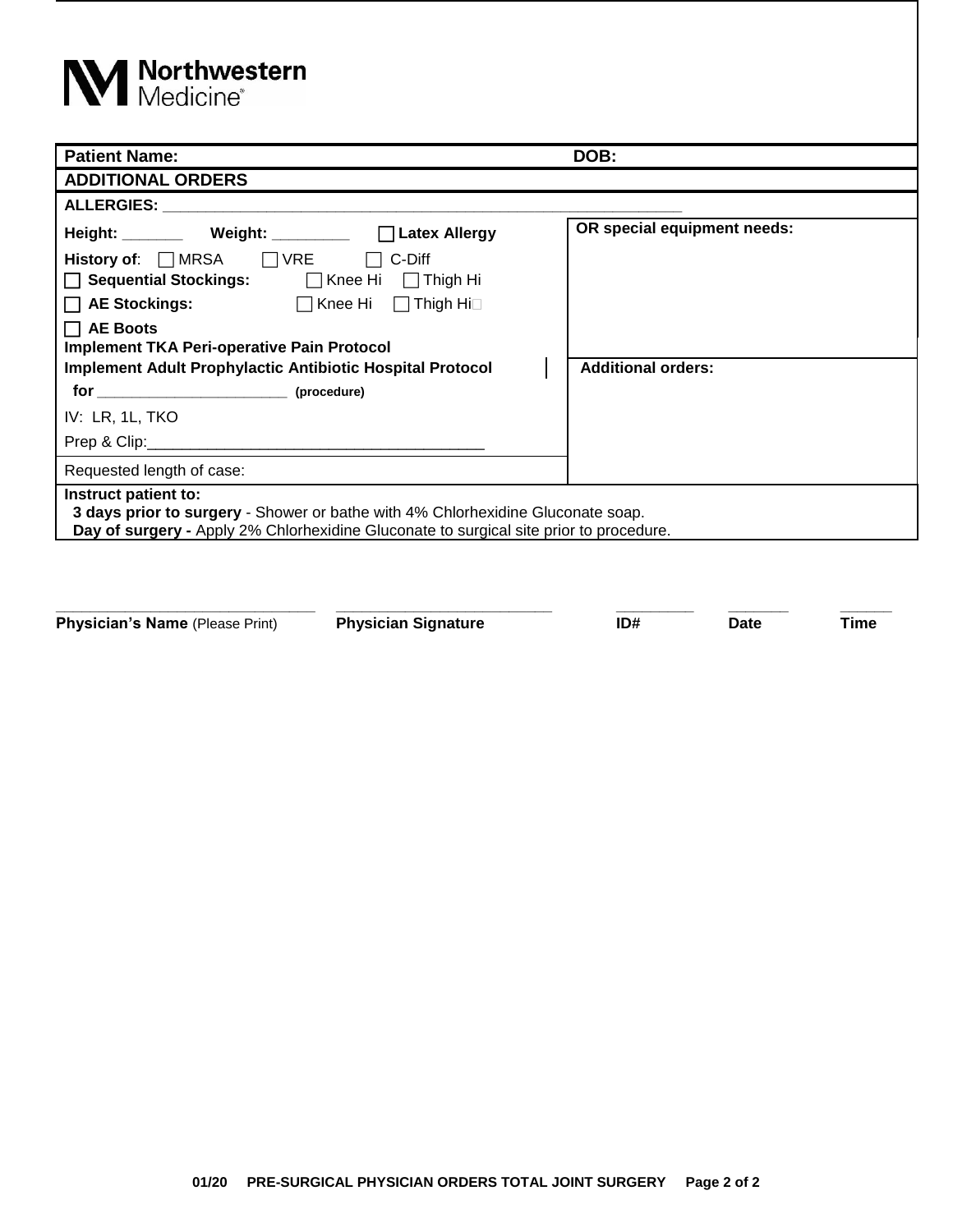**Northwestern Medicine**

| **Patient Name:** | **DOB:** |
|---|---|

## ADDITIONAL ORDERS

**ALLERGIES:** ___________________________________________________________

**Height:** _______ **Weight:** _________ ☐ **Latex Allergy**

**History of**: ☐ MRSA ☐ VRE ☐ C-Diff

☐ **Sequential Stockings:** ☐ Knee Hi ☐ Thigh Hi

☐ **AE Stockings:** ☐ Knee Hi ☐ Thigh Hi

☐ **AE Boots**

**Implement TKA Peri-operative Pain Protocol**

**Implement Adult Prophylactic Antibiotic Hospital Protocol**

**for** _______________________ **(procedure)**

IV: LR, 1L, TKO

Prep & Clip:_______________________________________

Requested length of case:

**OR special equipment needs:**

**Additional orders:**

**Instruct patient to:**

**3 days prior to surgery** - Shower or bathe with 4% Chlorhexidine Gluconate soap.

**Day of surgery -** Apply 2% Chlorhexidine Gluconate to surgical site prior to procedure.

| ______________________________ | _________________________ | _________ | _______ | ______ |
|---|---|---|---|---|
| **Physician's Name** (Please Print) | **Physician Signature** | **ID#** | **Date** | **Time** |

01/20 PRE-SURGICAL PHYSICIAN ORDERS TOTAL JOINT SURGERY